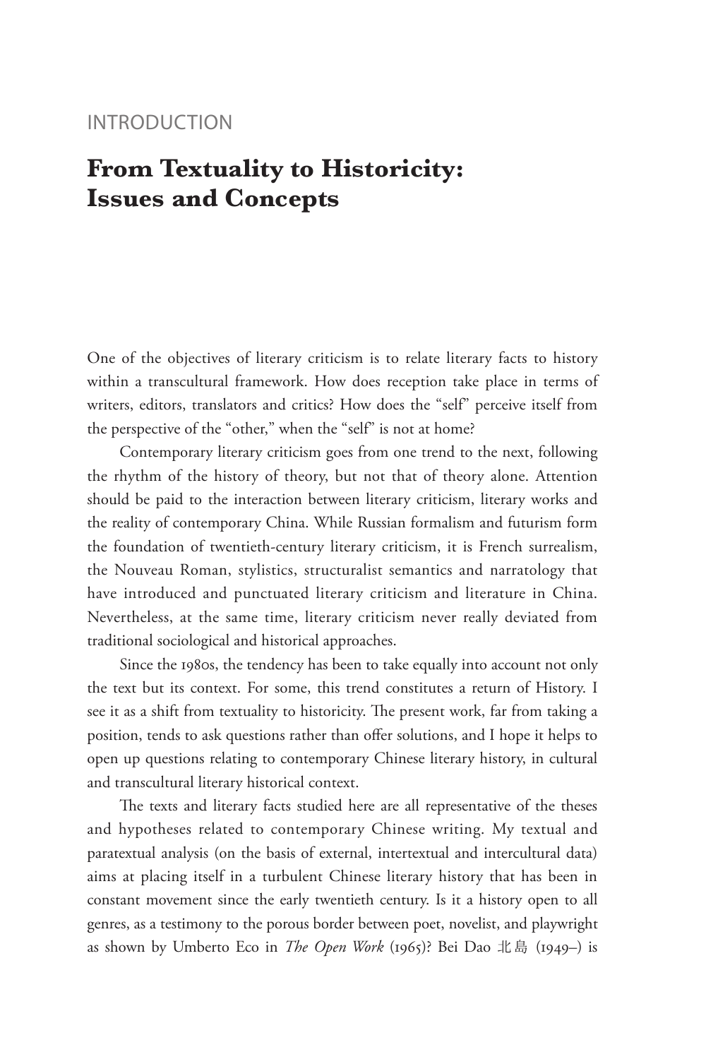INTRODUCTION

# From Textuality to Historicity: Issues and Concepts

One of the objectives of literary criticism is to relate literary facts to history within a transcultural framework. How does reception take place in terms of writers, editors, translators and critics? How does the "self" perceive itself from the perspective of the "other," when the "self" is not at home?

Contemporary literary criticism goes from one trend to the next, following the rhythm of the history of theory, but not that of theory alone. Attention should be paid to the interaction between literary criticism, literary works and the reality of contemporary China. While Russian formalism and futurism form the foundation of twentieth-century literary criticism, it is French surrealism, the Nouveau Roman, stylistics, structuralist semantics and narratology that have introduced and punctuated literary criticism and literature in China. Nevertheless, at the same time, literary criticism never really deviated from traditional sociological and historical approaches.

Since the 1980s, the tendency has been to take equally into account not only the text but its context. For some, this trend constitutes a return of History. I see it as a shift from textuality to historicity. The present work, far from taking a position, tends to ask questions rather than offer solutions, and I hope it helps to open up questions relating to contemporary Chinese literary history, in cultural and transcultural literary historical context.

The texts and literary facts studied here are all representative of the theses and hypotheses related to contemporary Chinese writing. My textual and paratextual analysis (on the basis of external, intertextual and intercultural data) aims at placing itself in a turbulent Chinese literary history that has been in constant movement since the early twentieth century. Is it a history open to all genres, as a testimony to the porous border between poet, novelist, and playwright as shown by Umberto Eco in *The Open Work* (1965)? Bei Dao 北島 (1949–) is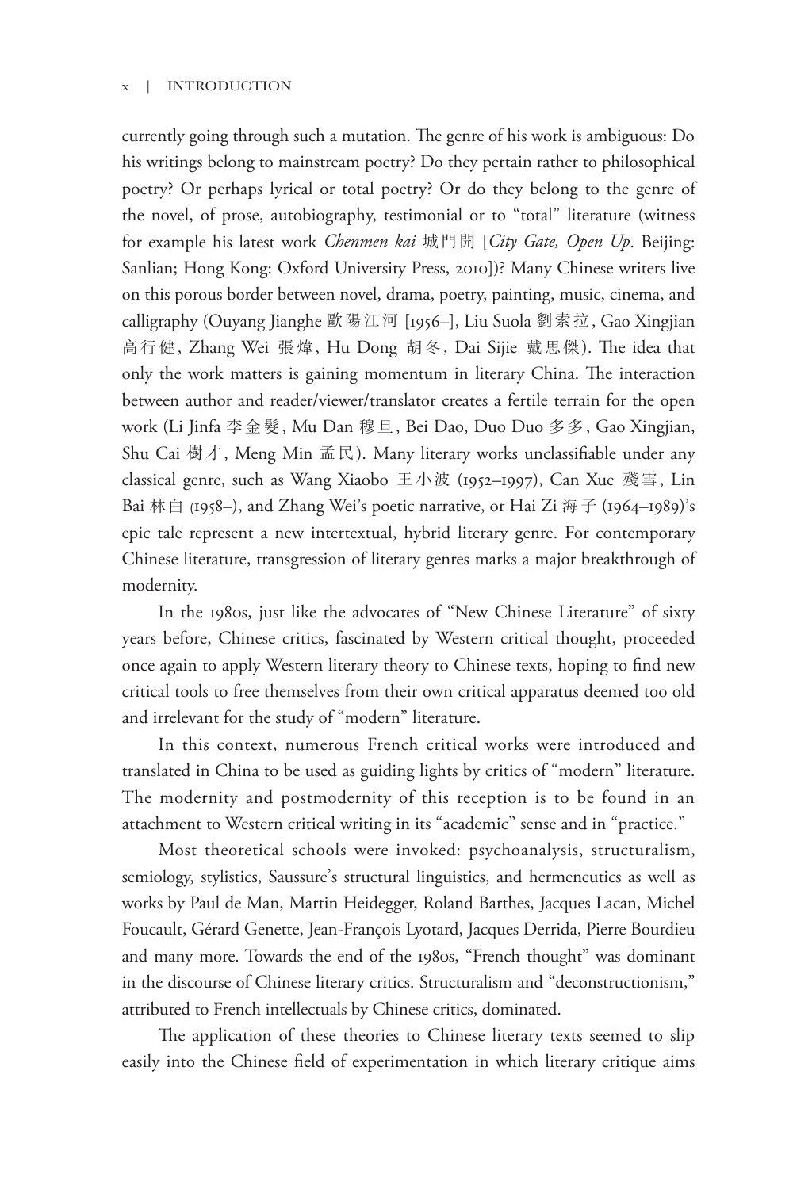currently going through such a mutation. The genre of his work is ambiguous: Do his writings belong to mainstream poetry? Do they pertain rather to philosophical poetry? Or perhaps lyrical or total poetry? Or do they belong to the genre of the novel, of prose, autobiography, testimonial or to "total" literature (witness for example his latest work *Chenmen kai* 城門開 [*City Gate, Open Up*. Beijing: Sanlian; Hong Kong: Oxford University Press, 2010])? Many Chinese writers live on this porous border between novel, drama, poetry, painting, music, cinema, and calligraphy (Ouyang Jianghe 歐陽江河 [1956–], Liu Suola 劉索拉, Gao Xingjian 高行健, Zhang Wei 張煒, Hu Dong 胡冬, Dai Sijie 戴思傑). The idea that only the work matters is gaining momentum in literary China. The interaction between author and reader/viewer/translator creates a fertile terrain for the open work (Li Jinfa 李金髮, Mu Dan 穆旦, Bei Dao, Duo Duo 多多, Gao Xingjian, Shu Cai 樹才, Meng Min 孟民). Many literary works unclassifiable under any classical genre, such as Wang Xiaobo 王小波 (1952–1997), Can Xue 殘雪, Lin Bai 林白 (1958–), and Zhang Wei's poetic narrative, or Hai Zi 海子 (1964–1989)'s epic tale represent a new intertextual, hybrid literary genre. For contemporary Chinese literature, transgression of literary genres marks a major breakthrough of modernity.

In the 1980s, just like the advocates of "New Chinese Literature" of sixty years before, Chinese critics, fascinated by Western critical thought, proceeded once again to apply Western literary theory to Chinese texts, hoping to find new critical tools to free themselves from their own critical apparatus deemed too old and irrelevant for the study of "modern" literature.

In this context, numerous French critical works were introduced and translated in China to be used as guiding lights by critics of "modern" literature. The modernity and postmodernity of this reception is to be found in an attachment to Western critical writing in its "academic" sense and in "practice."

Most theoretical schools were invoked: psychoanalysis, structuralism, semiology, stylistics, Saussure's structural linguistics, and hermeneutics as well as works by Paul de Man, Martin Heidegger, Roland Barthes, Jacques Lacan, Michel Foucault, Gérard Genette, Jean-François Lyotard, Jacques Derrida, Pierre Bourdieu and many more. Towards the end of the 1980s, "French thought" was dominant in the discourse of Chinese literary critics. Structuralism and "deconstructionism," attributed to French intellectuals by Chinese critics, dominated.

The application of these theories to Chinese literary texts seemed to slip easily into the Chinese field of experimentation in which literary critique aims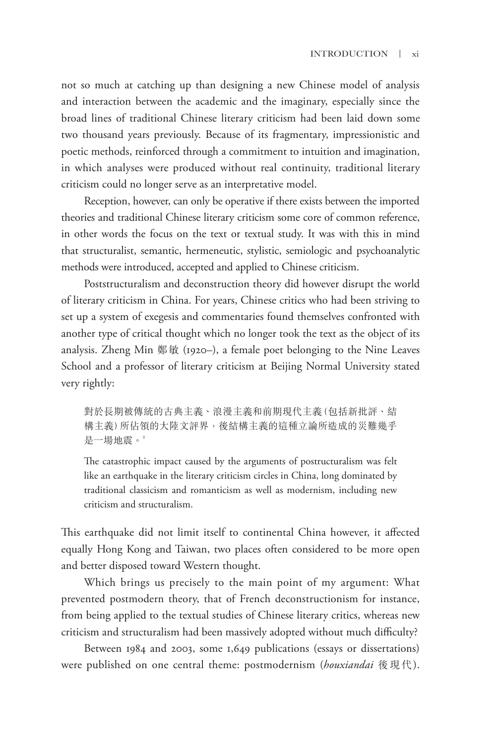not so much at catching up than designing a new Chinese model of analysis and interaction between the academic and the imaginary, especially since the broad lines of traditional Chinese literary criticism had been laid down some two thousand years previously. Because of its fragmentary, impressionistic and poetic methods, reinforced through a commitment to intuition and imagination, in which analyses were produced without real continuity, traditional literary criticism could no longer serve as an interpretative model.

Reception, however, can only be operative if there exists between the imported theories and traditional Chinese literary criticism some core of common reference, in other words the focus on the text or textual study. It was with this in mind that structuralist, semantic, hermeneutic, stylistic, semiologic and psychoanalytic methods were introduced, accepted and applied to Chinese criticism.

Poststructuralism and deconstruction theory did however disrupt the world of literary criticism in China. For years, Chinese critics who had been striving to set up a system of exegesis and commentaries found themselves confronted with another type of critical thought which no longer took the text as the object of its analysis. Zheng Min 鄭敏 (1920–), a female poet belonging to the Nine Leaves School and a professor of literary criticism at Beijing Normal University stated very rightly:

> 對於長期被傳統的古典主義、浪漫主義和前期現代主義（包括新批評、結構主義）所佔領的大陸文評界，後結構主義的這種立論所造成的災難幾乎是一場地震。[1]
>
> The catastrophic impact caused by the arguments of postructuralism was felt like an earthquake in the literary criticism circles in China, long dominated by traditional classicism and romanticism as well as modernism, including new criticism and structuralism.

This earthquake did not limit itself to continental China however, it affected equally Hong Kong and Taiwan, two places often considered to be more open and better disposed toward Western thought.

Which brings us precisely to the main point of my argument: What prevented postmodern theory, that of French deconstructionism for instance, from being applied to the textual studies of Chinese literary critics, whereas new criticism and structuralism had been massively adopted without much difficulty?

Between 1984 and 2003, some 1,649 publications (essays or dissertations) were published on one central theme: postmodernism (*houxiandai* 後現代).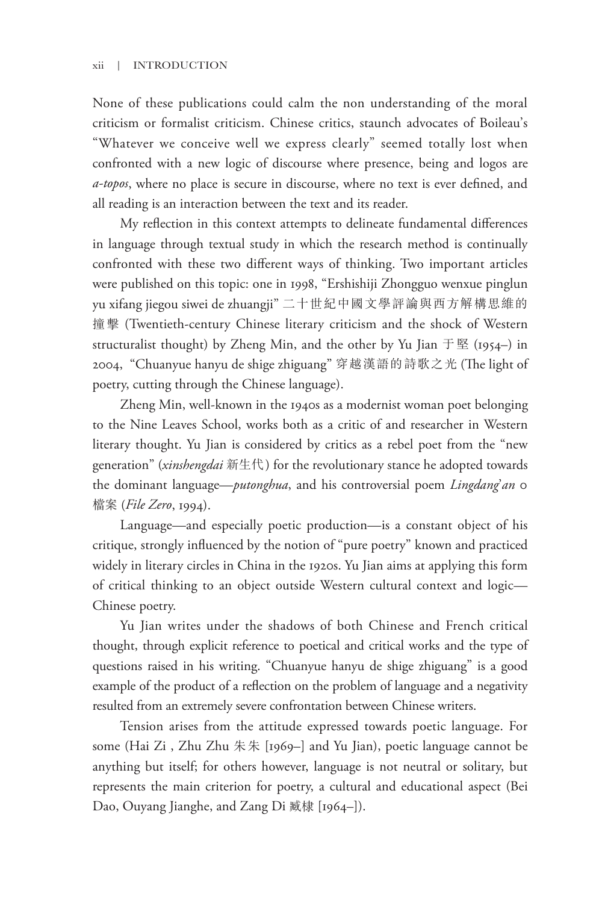None of these publications could calm the non understanding of the moral criticism or formalist criticism. Chinese critics, staunch advocates of Boileau's "Whatever we conceive well we express clearly" seemed totally lost when confronted with a new logic of discourse where presence, being and logos are *a-topos*, where no place is secure in discourse, where no text is ever defined, and all reading is an interaction between the text and its reader.

My reflection in this context attempts to delineate fundamental differences in language through textual study in which the research method is continually confronted with these two different ways of thinking. Two important articles were published on this topic: one in 1998, "Ershishiji Zhongguo wenxue pinglun yu xifang jiegou siwei de zhuangji" 二十世紀中國文學評論與西方解構思維的撞擊 (Twentieth-century Chinese literary criticism and the shock of Western structuralist thought) by Zheng Min, and the other by Yu Jian 于堅 (1954–) in 2004, "Chuanyue hanyu de shige zhiguang" 穿越漢語的詩歌之光 (The light of poetry, cutting through the Chinese language).

Zheng Min, well-known in the 1940s as a modernist woman poet belonging to the Nine Leaves School, works both as a critic of and researcher in Western literary thought. Yu Jian is considered by critics as a rebel poet from the "new generation" (*xinshengdai* 新生代) for the revolutionary stance he adopted towards the dominant language—*putonghua*, and his controversial poem *Lingdang'an* 0 檔案 (*File Zero*, 1994).

Language—and especially poetic production—is a constant object of his critique, strongly influenced by the notion of "pure poetry" known and practiced widely in literary circles in China in the 1920s. Yu Jian aims at applying this form of critical thinking to an object outside Western cultural context and logic—Chinese poetry.

Yu Jian writes under the shadows of both Chinese and French critical thought, through explicit reference to poetical and critical works and the type of questions raised in his writing. "Chuanyue hanyu de shige zhiguang" is a good example of the product of a reflection on the problem of language and a negativity resulted from an extremely severe confrontation between Chinese writers.

Tension arises from the attitude expressed towards poetic language. For some (Hai Zi , Zhu Zhu 朱朱 [1969–] and Yu Jian), poetic language cannot be anything but itself; for others however, language is not neutral or solitary, but represents the main criterion for poetry, a cultural and educational aspect (Bei Dao, Ouyang Jianghe, and Zang Di 臧棣 [1964–]).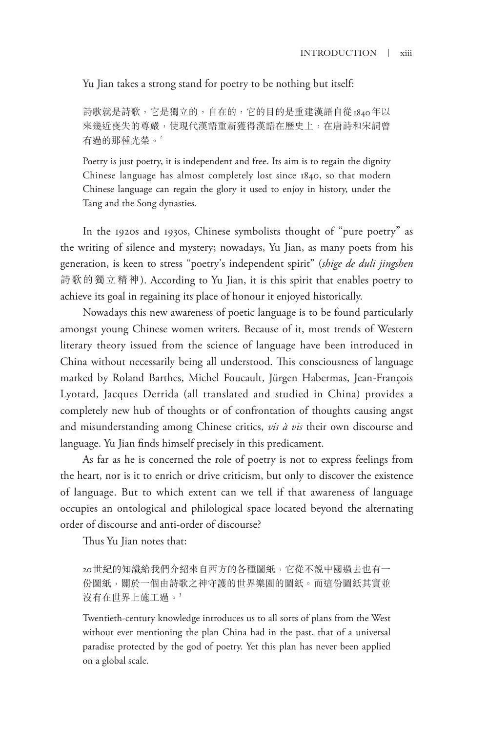Yu Jian takes a strong stand for poetry to be nothing but itself:

> 詩歌就是詩歌，它是獨立的，自在的，它的目的是重建漢語自從1840年以來幾近喪失的尊嚴，使現代漢語重新獲得漢語在歷史上，在唐詩和宋詞曾有過的那種光榮。[2]
>
> Poetry is just poetry, it is independent and free. Its aim is to regain the dignity Chinese language has almost completely lost since 1840, so that modern Chinese language can regain the glory it used to enjoy in history, under the Tang and the Song dynasties.

In the 1920s and 1930s, Chinese symbolists thought of "pure poetry" as the writing of silence and mystery; nowadays, Yu Jian, as many poets from his generation, is keen to stress "poetry's independent spirit" (*shige de duli jingshen* 詩歌的獨立精神). According to Yu Jian, it is this spirit that enables poetry to achieve its goal in regaining its place of honour it enjoyed historically.

Nowadays this new awareness of poetic language is to be found particularly amongst young Chinese women writers. Because of it, most trends of Western literary theory issued from the science of language have been introduced in China without necessarily being all understood. This consciousness of language marked by Roland Barthes, Michel Foucault, Jürgen Habermas, Jean-François Lyotard, Jacques Derrida (all translated and studied in China) provides a completely new hub of thoughts or of confrontation of thoughts causing angst and misunderstanding among Chinese critics, *vis à vis* their own discourse and language. Yu Jian finds himself precisely in this predicament.

As far as he is concerned the role of poetry is not to express feelings from the heart, nor is it to enrich or drive criticism, but only to discover the existence of language. But to which extent can we tell if that awareness of language occupies an ontological and philological space located beyond the alternating order of discourse and anti-order of discourse?

Thus Yu Jian notes that:

> 20世紀的知識給我們介紹來自西方的各種圖紙，它從不說中國過去也有一份圖紙，關於一個由詩歌之神守護的世界樂園的圖紙。而這份圖紙其實並沒有在世界上施工過。[3]
>
> Twentieth-century knowledge introduces us to all sorts of plans from the West without ever mentioning the plan China had in the past, that of a universal paradise protected by the god of poetry. Yet this plan has never been applied on a global scale.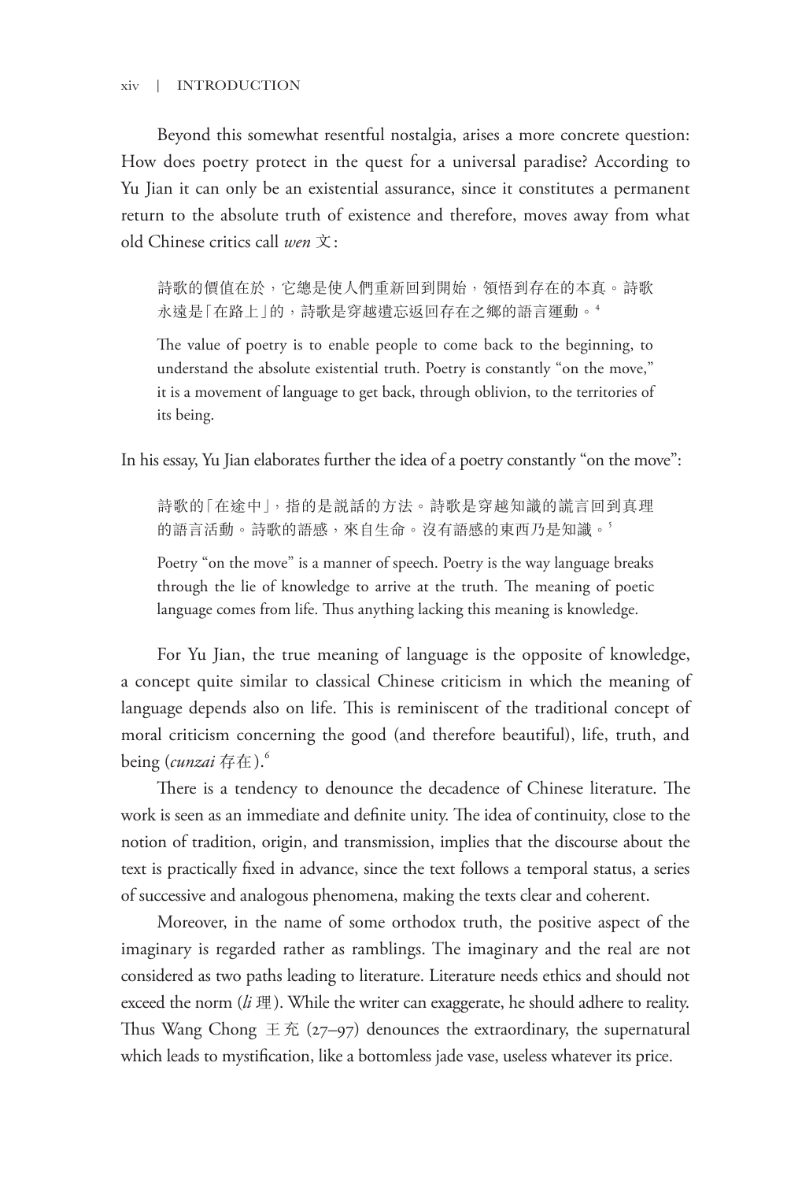Beyond this somewhat resentful nostalgia, arises a more concrete question: How does poetry protect in the quest for a universal paradise? According to Yu Jian it can only be an existential assurance, since it constitutes a permanent return to the absolute truth of existence and therefore, moves away from what old Chinese critics call *wen* 文:

> 詩歌的價值在於，它總是使人們重新回到開始，領悟到存在的本真。詩歌永遠是「在路上」的，詩歌是穿越遺忘返回存在之鄉的語言運動。[4]
>
> The value of poetry is to enable people to come back to the beginning, to understand the absolute existential truth. Poetry is constantly "on the move," it is a movement of language to get back, through oblivion, to the territories of its being.

In his essay, Yu Jian elaborates further the idea of a poetry constantly "on the move":

> 詩歌的「在途中」，指的是說話的方法。詩歌是穿越知識的謊言回到真理的語言活動。詩歌的語感，來自生命。沒有語感的東西乃是知識。[5]
>
> Poetry "on the move" is a manner of speech. Poetry is the way language breaks through the lie of knowledge to arrive at the truth. The meaning of poetic language comes from life. Thus anything lacking this meaning is knowledge.

For Yu Jian, the true meaning of language is the opposite of knowledge, a concept quite similar to classical Chinese criticism in which the meaning of language depends also on life. This is reminiscent of the traditional concept of moral criticism concerning the good (and therefore beautiful), life, truth, and being (*cunzai* 存在).[6]

There is a tendency to denounce the decadence of Chinese literature. The work is seen as an immediate and definite unity. The idea of continuity, close to the notion of tradition, origin, and transmission, implies that the discourse about the text is practically fixed in advance, since the text follows a temporal status, a series of successive and analogous phenomena, making the texts clear and coherent.

Moreover, in the name of some orthodox truth, the positive aspect of the imaginary is regarded rather as ramblings. The imaginary and the real are not considered as two paths leading to literature. Literature needs ethics and should not exceed the norm (*li* 理). While the writer can exaggerate, he should adhere to reality. Thus Wang Chong 王充 (27–97) denounces the extraordinary, the supernatural which leads to mystification, like a bottomless jade vase, useless whatever its price.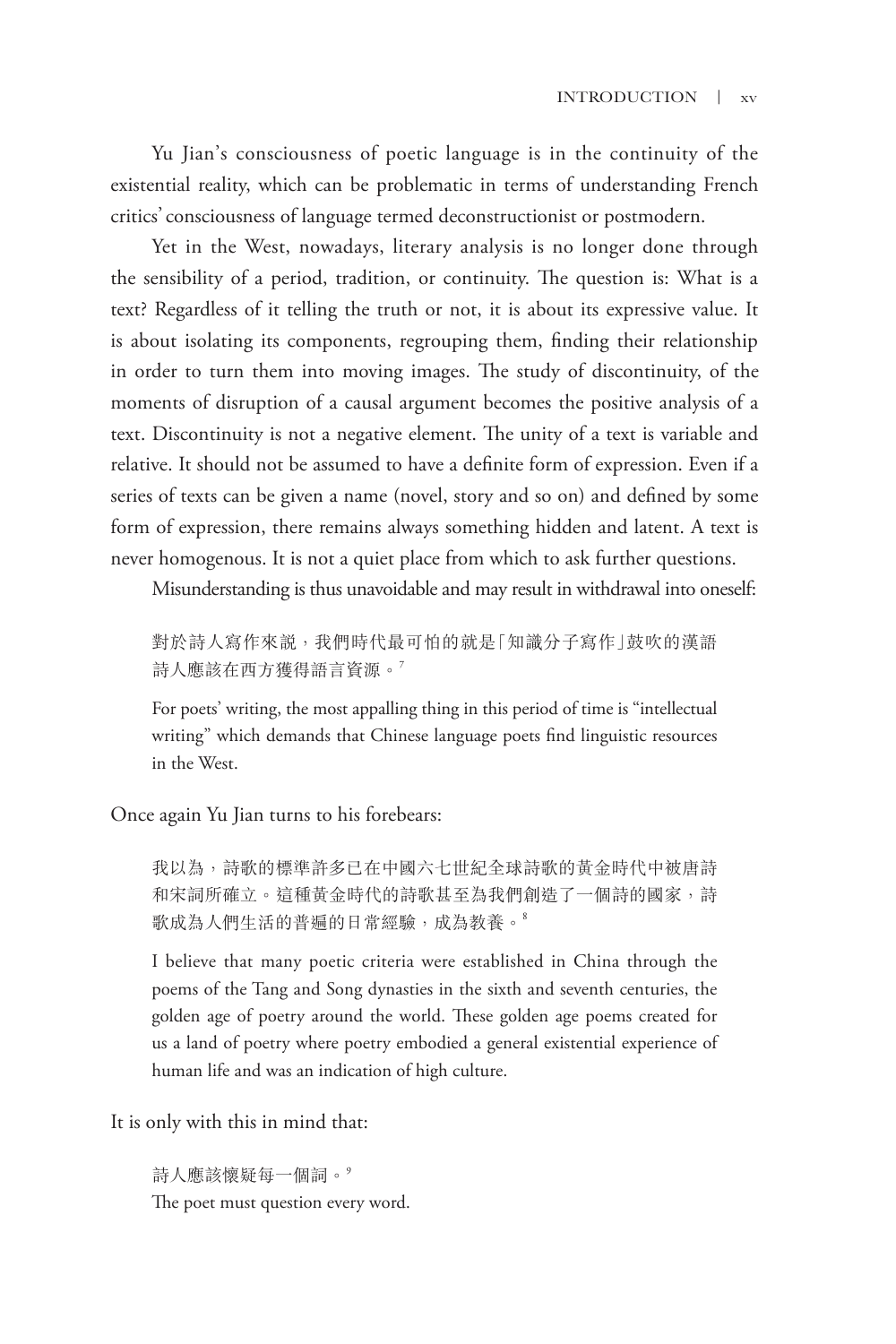Yu Jian's consciousness of poetic language is in the continuity of the existential reality, which can be problematic in terms of understanding French critics' consciousness of language termed deconstructionist or postmodern.

Yet in the West, nowadays, literary analysis is no longer done through the sensibility of a period, tradition, or continuity. The question is: What is a text? Regardless of it telling the truth or not, it is about its expressive value. It is about isolating its components, regrouping them, finding their relationship in order to turn them into moving images. The study of discontinuity, of the moments of disruption of a causal argument becomes the positive analysis of a text. Discontinuity is not a negative element. The unity of a text is variable and relative. It should not be assumed to have a definite form of expression. Even if a series of texts can be given a name (novel, story and so on) and defined by some form of expression, there remains always something hidden and latent. A text is never homogenous. It is not a quiet place from which to ask further questions.

Misunderstanding is thus unavoidable and may result in withdrawal into oneself:

> 對於詩人寫作來說，我們時代最可怕的就是「知識分子寫作」鼓吹的漢語詩人應該在西方獲得語言資源。[7]
>
> For poets' writing, the most appalling thing in this period of time is "intellectual writing" which demands that Chinese language poets find linguistic resources in the West.

Once again Yu Jian turns to his forebears:

> 我以為，詩歌的標準許多已在中國六七世紀全球詩歌的黃金時代中被唐詩和宋詞所確立。這種黃金時代的詩歌甚至為我們創造了一個詩的國家，詩歌成為人們生活的普遍的日常經驗，成為教養。[8]
>
> I believe that many poetic criteria were established in China through the poems of the Tang and Song dynasties in the sixth and seventh centuries, the golden age of poetry around the world. These golden age poems created for us a land of poetry where poetry embodied a general existential experience of human life and was an indication of high culture.

It is only with this in mind that:

> 詩人應該懷疑每一個詞。[9]
> The poet must question every word.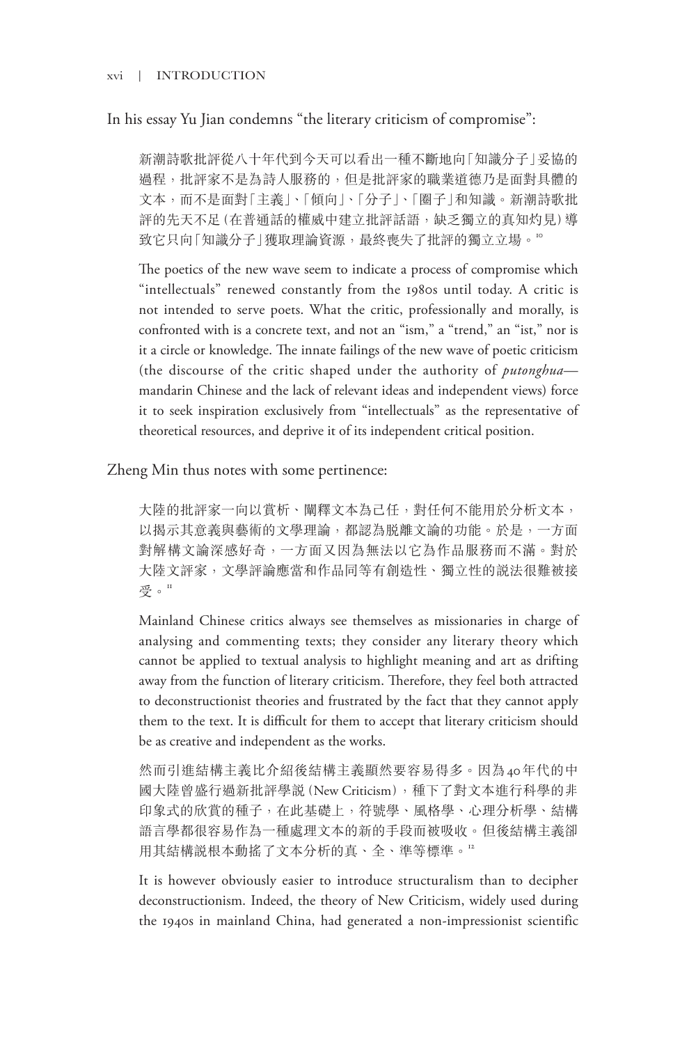In his essay Yu Jian condemns "the literary criticism of compromise":

> 新潮詩歌批評從八十年代到今天可以看出一種不斷地向「知識分子」妥協的過程，批評家不是為詩人服務的，但是批評家的職業道德乃是面對具體的文本，而不是面對「主義」、「傾向」、「分子」、「圈子」和知識。新潮詩歌批評的先天不足（在普通話的權威中建立批評話語，缺乏獨立的真知灼見）導致它只向「知識分子」獲取理論資源，最終喪失了批評的獨立立場。[10]
>
> The poetics of the new wave seem to indicate a process of compromise which "intellectuals" renewed constantly from the 1980s until today. A critic is not intended to serve poets. What the critic, professionally and morally, is confronted with is a concrete text, and not an "ism," a "trend," an "ist," nor is it a circle or knowledge. The innate failings of the new wave of poetic criticism (the discourse of the critic shaped under the authority of *putonghua*—mandarin Chinese and the lack of relevant ideas and independent views) force it to seek inspiration exclusively from "intellectuals" as the representative of theoretical resources, and deprive it of its independent critical position.

Zheng Min thus notes with some pertinence:

> 大陸的批評家一向以賞析、闡釋文本為己任，對任何不能用於分析文本，以揭示其意義與藝術的文學理論，都認為脱離文論的功能。於是，一方面對解構文論深感好奇，一方面又因為無法以它為作品服務而不滿。對於大陸文評家，文學評論應當和作品同等有創造性、獨立性的説法很難被接受。[11]
>
> Mainland Chinese critics always see themselves as missionaries in charge of analysing and commenting texts; they consider any literary theory which cannot be applied to textual analysis to highlight meaning and art as drifting away from the function of literary criticism. Therefore, they feel both attracted to deconstructionist theories and frustrated by the fact that they cannot apply them to the text. It is difficult for them to accept that literary criticism should be as creative and independent as the works.
>
> 然而引進結構主義比介紹後結構主義顯然要容易得多。因為40年代的中國大陸曾盛行過新批評學説（New Criticism），種下了對文本進行科學的非印象式的欣賞的種子，在此基礎上，符號學、風格學、心理分析學、結構語言學都很容易作為一種處理文本的新的手段而被吸收。但後結構主義卻用其結構説根本動搖了文本分析的真、全、準等標準。[12]
>
> It is however obviously easier to introduce structuralism than to decipher deconstructionism. Indeed, the theory of New Criticism, widely used during the 1940s in mainland China, had generated a non-impressionist scientific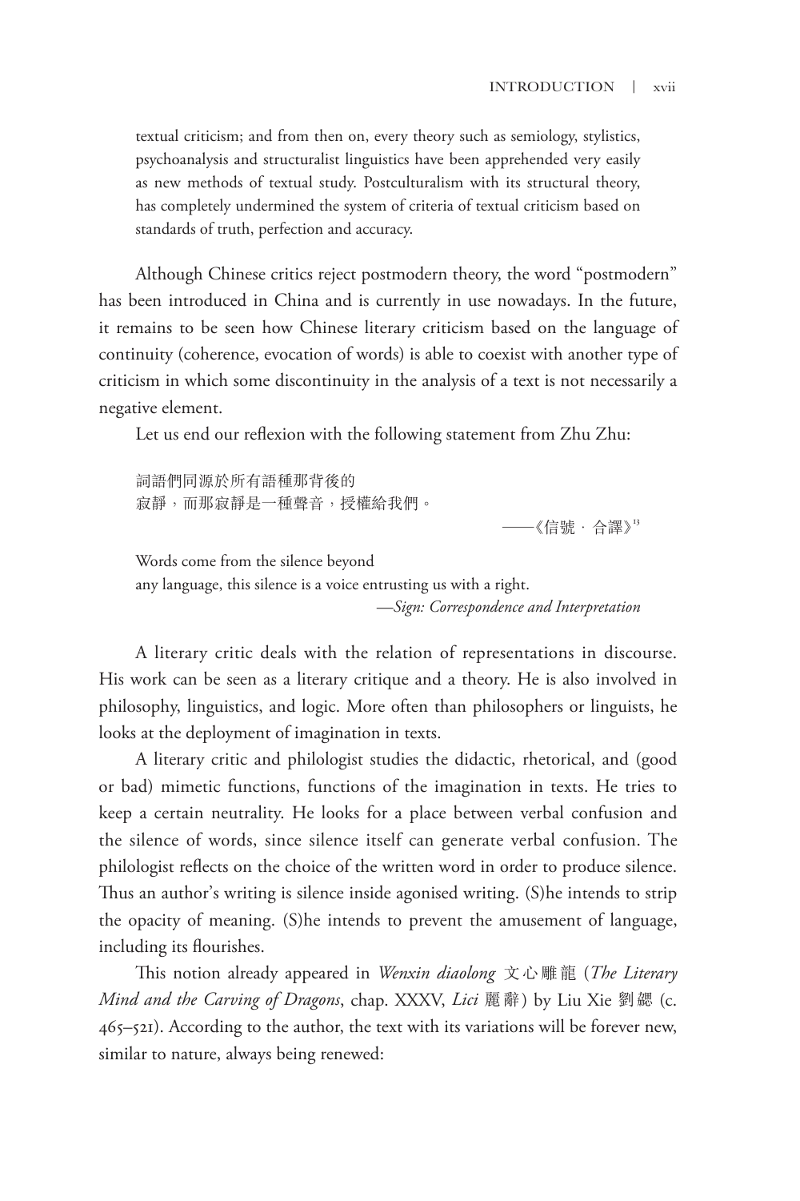textual criticism; and from then on, every theory such as semiology, stylistics, psychoanalysis and structuralist linguistics have been apprehended very easily as new methods of textual study. Postculturalism with its structural theory, has completely undermined the system of criteria of textual criticism based on standards of truth, perfection and accuracy.

Although Chinese critics reject postmodern theory, the word "postmodern" has been introduced in China and is currently in use nowadays. In the future, it remains to be seen how Chinese literary criticism based on the language of continuity (coherence, evocation of words) is able to coexist with another type of criticism in which some discontinuity in the analysis of a text is not necessarily a negative element.

Let us end our reflexion with the following statement from Zhu Zhu:

> 詞語們同源於所有語種那背後的
> 寂靜，而那寂靜是一種聲音，授權給我們。
>
> ——《信號 · 合譯》[13]

> Words come from the silence beyond
> any language, this silence is a voice entrusting us with a right.
>
> —*Sign: Correspondence and Interpretation*

A literary critic deals with the relation of representations in discourse. His work can be seen as a literary critique and a theory. He is also involved in philosophy, linguistics, and logic. More often than philosophers or linguists, he looks at the deployment of imagination in texts.

A literary critic and philologist studies the didactic, rhetorical, and (good or bad) mimetic functions, functions of the imagination in texts. He tries to keep a certain neutrality. He looks for a place between verbal confusion and the silence of words, since silence itself can generate verbal confusion. The philologist reflects on the choice of the written word in order to produce silence. Thus an author's writing is silence inside agonised writing. (S)he intends to strip the opacity of meaning. (S)he intends to prevent the amusement of language, including its flourishes.

This notion already appeared in *Wenxin diaolong* 文心雕龍 (*The Literary Mind and the Carving of Dragons*, chap. XXXV, *Lici* 麗辭) by Liu Xie 劉勰 (c. 465–521). According to the author, the text with its variations will be forever new, similar to nature, always being renewed: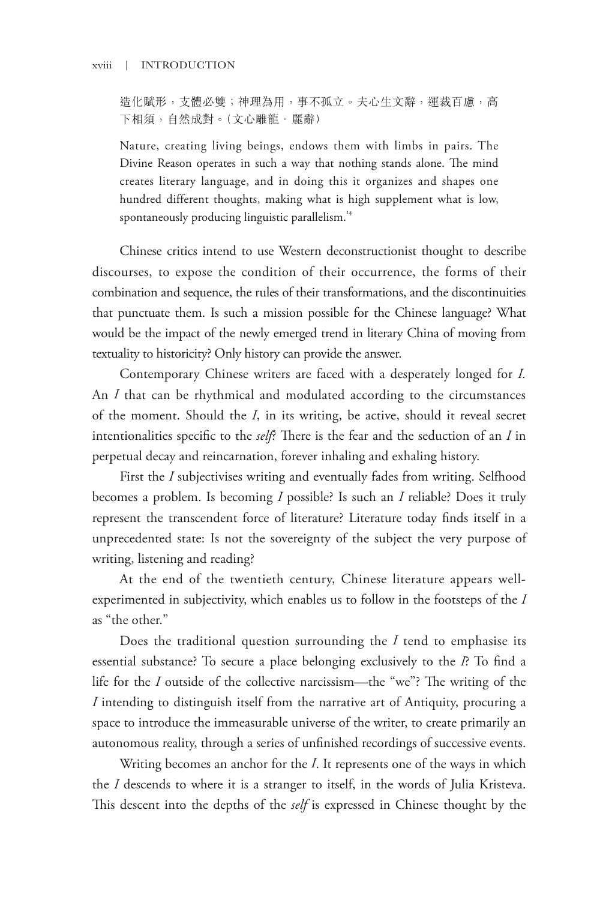> 造化賦形，支體必雙；神理為用，事不孤立。夫心生文辭，運裁百慮，高下相須，自然成對。(文心雕龍．麗辭)
>
> Nature, creating living beings, endows them with limbs in pairs. The Divine Reason operates in such a way that nothing stands alone. The mind creates literary language, and in doing this it organizes and shapes one hundred different thoughts, making what is high supplement what is low, spontaneously producing linguistic parallelism.[14]

Chinese critics intend to use Western deconstructionist thought to describe discourses, to expose the condition of their occurrence, the forms of their combination and sequence, the rules of their transformations, and the discontinuities that punctuate them. Is such a mission possible for the Chinese language? What would be the impact of the newly emerged trend in literary China of moving from textuality to historicity? Only history can provide the answer.

Contemporary Chinese writers are faced with a desperately longed for *I*. An *I* that can be rhythmical and modulated according to the circumstances of the moment. Should the *I*, in its writing, be active, should it reveal secret intentionalities specific to the *self*? There is the fear and the seduction of an *I* in perpetual decay and reincarnation, forever inhaling and exhaling history.

First the *I* subjectivises writing and eventually fades from writing. Selfhood becomes a problem. Is becoming *I* possible? Is such an *I* reliable? Does it truly represent the transcendent force of literature? Literature today finds itself in a unprecedented state: Is not the sovereignty of the subject the very purpose of writing, listening and reading?

At the end of the twentieth century, Chinese literature appears well-experimented in subjectivity, which enables us to follow in the footsteps of the *I* as "the other."

Does the traditional question surrounding the *I* tend to emphasise its essential substance? To secure a place belonging exclusively to the *I*? To find a life for the *I* outside of the collective narcissism—the "we"? The writing of the *I* intending to distinguish itself from the narrative art of Antiquity, procuring a space to introduce the immeasurable universe of the writer, to create primarily an autonomous reality, through a series of unfinished recordings of successive events.

Writing becomes an anchor for the *I*. It represents one of the ways in which the *I* descends to where it is a stranger to itself, in the words of Julia Kristeva. This descent into the depths of the *self* is expressed in Chinese thought by the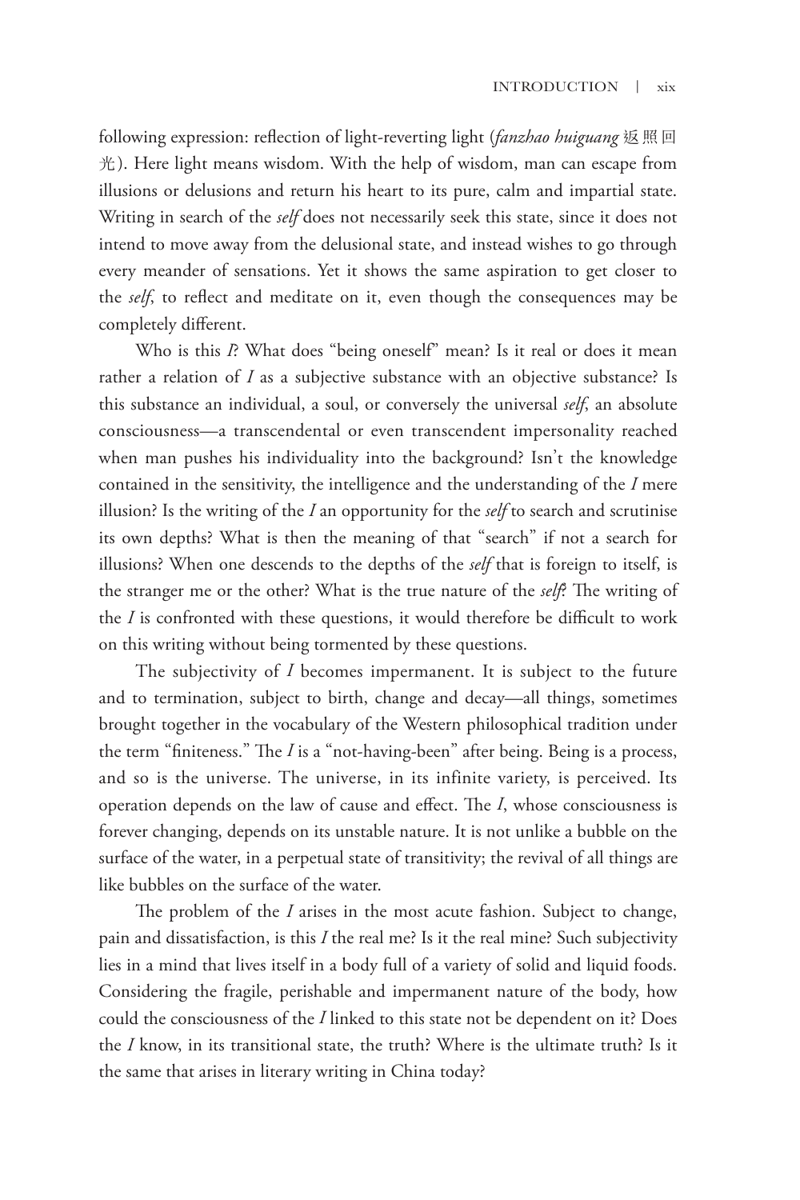following expression: reflection of light-reverting light (*fanzhao huiguang* 返照回光). Here light means wisdom. With the help of wisdom, man can escape from illusions or delusions and return his heart to its pure, calm and impartial state. Writing in search of the *self* does not necessarily seek this state, since it does not intend to move away from the delusional state, and instead wishes to go through every meander of sensations. Yet it shows the same aspiration to get closer to the *self*, to reflect and meditate on it, even though the consequences may be completely different.

Who is this *I*? What does "being oneself" mean? Is it real or does it mean rather a relation of *I* as a subjective substance with an objective substance? Is this substance an individual, a soul, or conversely the universal *self*, an absolute consciousness—a transcendental or even transcendent impersonality reached when man pushes his individuality into the background? Isn't the knowledge contained in the sensitivity, the intelligence and the understanding of the *I* mere illusion? Is the writing of the *I* an opportunity for the *self* to search and scrutinise its own depths? What is then the meaning of that "search" if not a search for illusions? When one descends to the depths of the *self* that is foreign to itself, is the stranger me or the other? What is the true nature of the *self*? The writing of the *I* is confronted with these questions, it would therefore be difficult to work on this writing without being tormented by these questions.

The subjectivity of *I* becomes impermanent. It is subject to the future and to termination, subject to birth, change and decay—all things, sometimes brought together in the vocabulary of the Western philosophical tradition under the term "finiteness." The *I* is a "not-having-been" after being. Being is a process, and so is the universe. The universe, in its infinite variety, is perceived. Its operation depends on the law of cause and effect. The *I*, whose consciousness is forever changing, depends on its unstable nature. It is not unlike a bubble on the surface of the water, in a perpetual state of transitivity; the revival of all things are like bubbles on the surface of the water.

The problem of the *I* arises in the most acute fashion. Subject to change, pain and dissatisfaction, is this *I* the real me? Is it the real mine? Such subjectivity lies in a mind that lives itself in a body full of a variety of solid and liquid foods. Considering the fragile, perishable and impermanent nature of the body, how could the consciousness of the *I* linked to this state not be dependent on it? Does the *I* know, in its transitional state, the truth? Where is the ultimate truth? Is it the same that arises in literary writing in China today?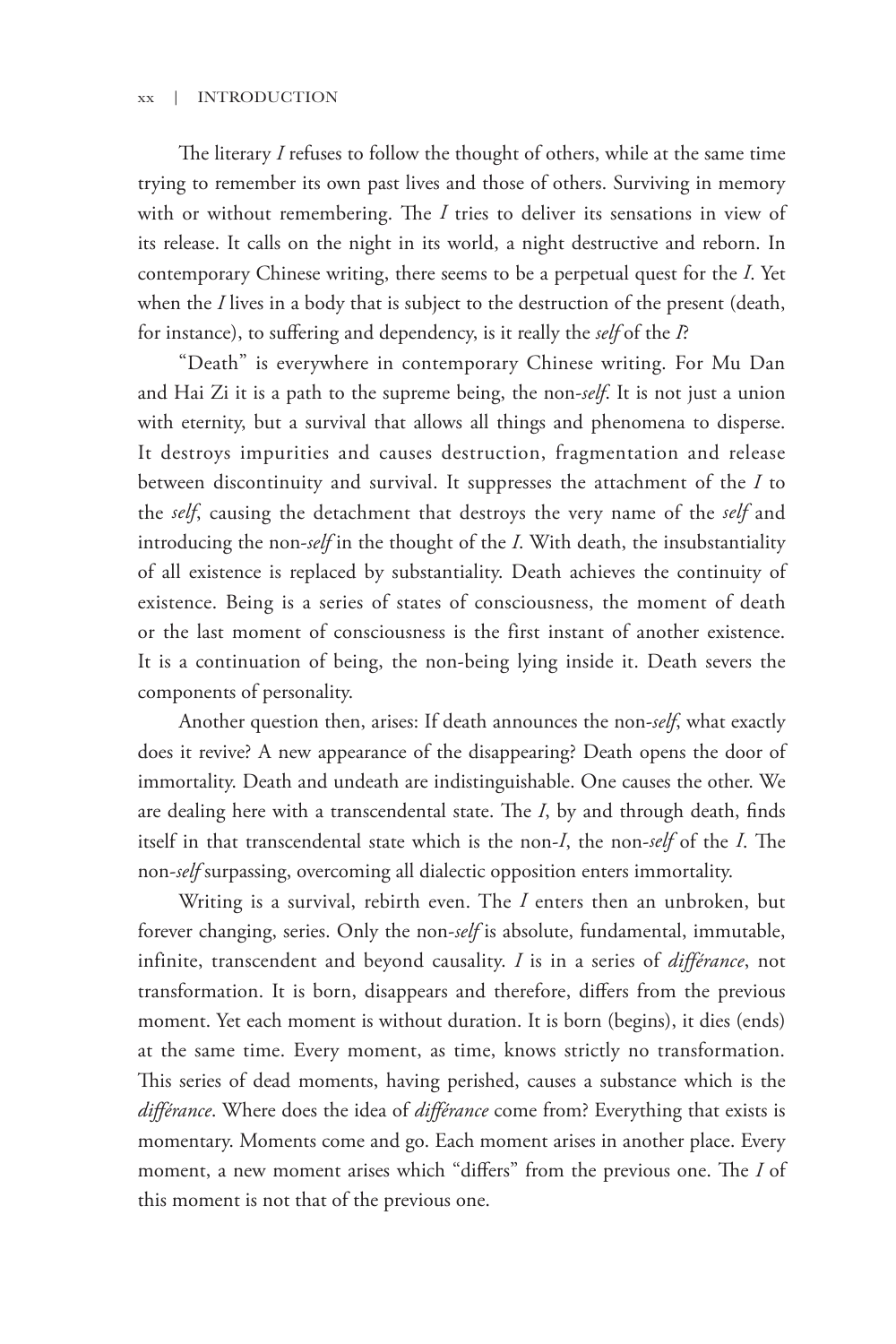The literary *I* refuses to follow the thought of others, while at the same time trying to remember its own past lives and those of others. Surviving in memory with or without remembering. The *I* tries to deliver its sensations in view of its release. It calls on the night in its world, a night destructive and reborn. In contemporary Chinese writing, there seems to be a perpetual quest for the *I*. Yet when the *I* lives in a body that is subject to the destruction of the present (death, for instance), to suffering and dependency, is it really the *self* of the *I*?

"Death" is everywhere in contemporary Chinese writing. For Mu Dan and Hai Zi it is a path to the supreme being, the non-*self*. It is not just a union with eternity, but a survival that allows all things and phenomena to disperse. It destroys impurities and causes destruction, fragmentation and release between discontinuity and survival. It suppresses the attachment of the *I* to the *self*, causing the detachment that destroys the very name of the *self* and introducing the non-*self* in the thought of the *I*. With death, the insubstantiality of all existence is replaced by substantiality. Death achieves the continuity of existence. Being is a series of states of consciousness, the moment of death or the last moment of consciousness is the first instant of another existence. It is a continuation of being, the non-being lying inside it. Death severs the components of personality.

Another question then, arises: If death announces the non-*self*, what exactly does it revive? A new appearance of the disappearing? Death opens the door of immortality. Death and undeath are indistinguishable. One causes the other. We are dealing here with a transcendental state. The *I*, by and through death, finds itself in that transcendental state which is the non-*I*, the non-*self* of the *I*. The non-*self* surpassing, overcoming all dialectic opposition enters immortality.

Writing is a survival, rebirth even. The *I* enters then an unbroken, but forever changing, series. Only the non-*self* is absolute, fundamental, immutable, infinite, transcendent and beyond causality. *I* is in a series of *différance*, not transformation. It is born, disappears and therefore, differs from the previous moment. Yet each moment is without duration. It is born (begins), it dies (ends) at the same time. Every moment, as time, knows strictly no transformation. This series of dead moments, having perished, causes a substance which is the *différance*. Where does the idea of *différance* come from? Everything that exists is momentary. Moments come and go. Each moment arises in another place. Every moment, a new moment arises which "differs" from the previous one. The *I* of this moment is not that of the previous one.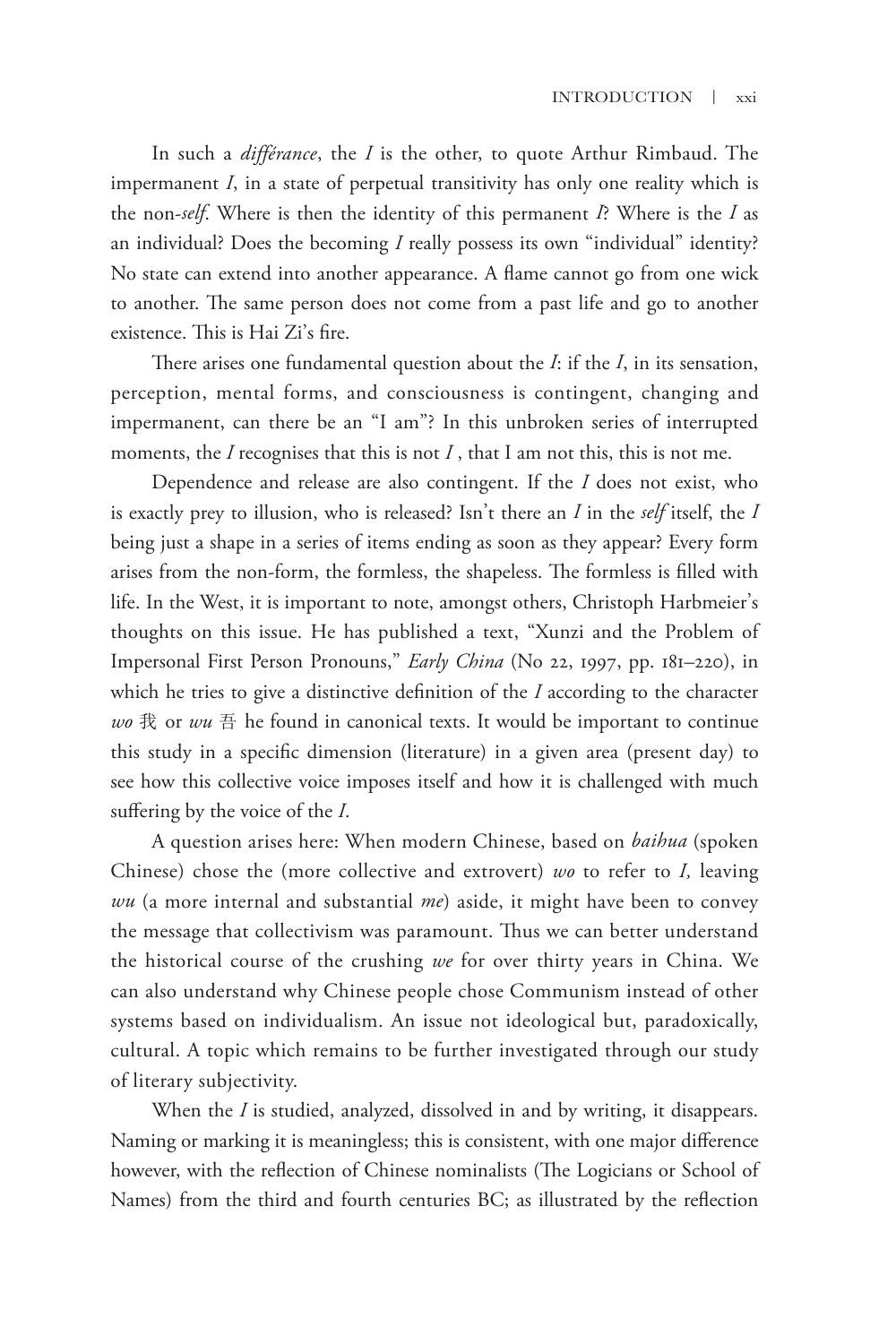In such a *différance*, the *I* is the other, to quote Arthur Rimbaud. The impermanent *I*, in a state of perpetual transitivity has only one reality which is the non-*self*. Where is then the identity of this permanent *I*? Where is the *I* as an individual? Does the becoming *I* really possess its own "individual" identity? No state can extend into another appearance. A flame cannot go from one wick to another. The same person does not come from a past life and go to another existence. This is Hai Zi's fire.

There arises one fundamental question about the *I*: if the *I*, in its sensation, perception, mental forms, and consciousness is contingent, changing and impermanent, can there be an "I am"? In this unbroken series of interrupted moments, the *I* recognises that this is not *I* , that I am not this, this is not me.

Dependence and release are also contingent. If the *I* does not exist, who is exactly prey to illusion, who is released? Isn't there an *I* in the *self* itself, the *I* being just a shape in a series of items ending as soon as they appear? Every form arises from the non-form, the formless, the shapeless. The formless is filled with life. In the West, it is important to note, amongst others, Christoph Harbmeier's thoughts on this issue. He has published a text, "Xunzi and the Problem of Impersonal First Person Pronouns," *Early China* (No 22, 1997, pp. 181–220), in which he tries to give a distinctive definition of the *I* according to the character *wo* 我 or *wu* 吾 he found in canonical texts. It would be important to continue this study in a specific dimension (literature) in a given area (present day) to see how this collective voice imposes itself and how it is challenged with much suffering by the voice of the *I*.

A question arises here: When modern Chinese, based on *baihua* (spoken Chinese) chose the (more collective and extrovert) *wo* to refer to *I,* leaving *wu* (a more internal and substantial *me*) aside, it might have been to convey the message that collectivism was paramount. Thus we can better understand the historical course of the crushing *we* for over thirty years in China. We can also understand why Chinese people chose Communism instead of other systems based on individualism. An issue not ideological but, paradoxically, cultural. A topic which remains to be further investigated through our study of literary subjectivity.

When the *I* is studied, analyzed, dissolved in and by writing, it disappears. Naming or marking it is meaningless; this is consistent, with one major difference however, with the reflection of Chinese nominalists (The Logicians or School of Names) from the third and fourth centuries BC; as illustrated by the reflection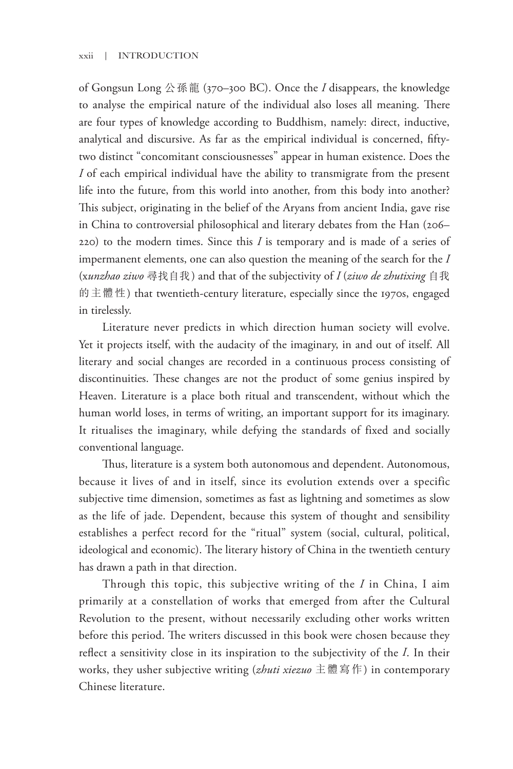of Gongsun Long 公孫龍 (370–300 BC). Once the *I* disappears, the knowledge to analyse the empirical nature of the individual also loses all meaning. There are four types of knowledge according to Buddhism, namely: direct, inductive, analytical and discursive. As far as the empirical individual is concerned, fifty-two distinct "concomitant consciousnesses" appear in human existence. Does the *I* of each empirical individual have the ability to transmigrate from the present life into the future, from this world into another, from this body into another? This subject, originating in the belief of the Aryans from ancient India, gave rise in China to controversial philosophical and literary debates from the Han (206–220) to the modern times. Since this *I* is temporary and is made of a series of impermanent elements, one can also question the meaning of the search for the *I* (*xunzhao ziwo* 尋找自我) and that of the subjectivity of *I* (*ziwo de zhutixing* 自我的主體性) that twentieth-century literature, especially since the 1970s, engaged in tirelessly.

Literature never predicts in which direction human society will evolve. Yet it projects itself, with the audacity of the imaginary, in and out of itself. All literary and social changes are recorded in a continuous process consisting of discontinuities. These changes are not the product of some genius inspired by Heaven. Literature is a place both ritual and transcendent, without which the human world loses, in terms of writing, an important support for its imaginary. It ritualises the imaginary, while defying the standards of fixed and socially conventional language.

Thus, literature is a system both autonomous and dependent. Autonomous, because it lives of and in itself, since its evolution extends over a specific subjective time dimension, sometimes as fast as lightning and sometimes as slow as the life of jade. Dependent, because this system of thought and sensibility establishes a perfect record for the "ritual" system (social, cultural, political, ideological and economic). The literary history of China in the twentieth century has drawn a path in that direction.

Through this topic, this subjective writing of the *I* in China, I aim primarily at a constellation of works that emerged from after the Cultural Revolution to the present, without necessarily excluding other works written before this period. The writers discussed in this book were chosen because they reflect a sensitivity close in its inspiration to the subjectivity of the *I*. In their works, they usher subjective writing (*zhuti xiezuo* 主體寫作) in contemporary Chinese literature.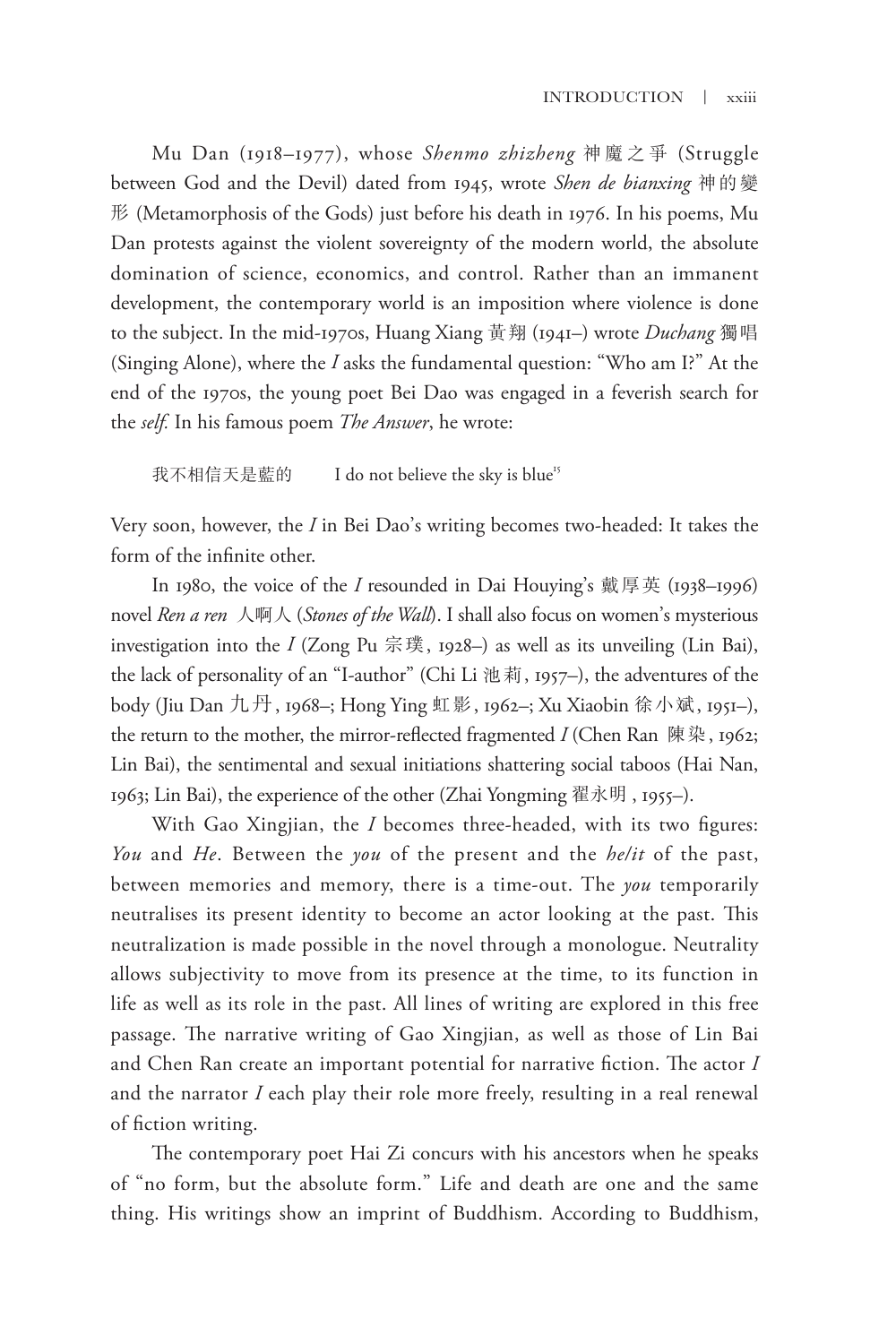Mu Dan (1918–1977), whose *Shenmo zhizheng* 神魔之爭 (Struggle between God and the Devil) dated from 1945, wrote *Shen de bianxing* 神的變形 (Metamorphosis of the Gods) just before his death in 1976. In his poems, Mu Dan protests against the violent sovereignty of the modern world, the absolute domination of science, economics, and control. Rather than an immanent development, the contemporary world is an imposition where violence is done to the subject. In the mid-1970s, Huang Xiang 黃翔 (1941–) wrote *Duchang* 獨唱 (Singing Alone), where the *I* asks the fundamental question: "Who am I?" At the end of the 1970s, the young poet Bei Dao was engaged in a feverish search for the *self*. In his famous poem *The Answer*, he wrote:

我不相信天是藍的　　I do not believe the sky is blue[15]

Very soon, however, the *I* in Bei Dao's writing becomes two-headed: It takes the form of the infinite other.

In 1980, the voice of the *I* resounded in Dai Houying's 戴厚英 (1938–1996) novel *Ren a ren* 人啊人 (*Stones of the Wall*). I shall also focus on women's mysterious investigation into the *I* (Zong Pu 宗璞, 1928–) as well as its unveiling (Lin Bai), the lack of personality of an "I-author" (Chi Li 池莉, 1957–), the adventures of the body (Jiu Dan 九丹, 1968–; Hong Ying 虹影, 1962–; Xu Xiaobin 徐小斌, 1951–), the return to the mother, the mirror-reflected fragmented *I* (Chen Ran 陳染, 1962; Lin Bai), the sentimental and sexual initiations shattering social taboos (Hai Nan, 1963; Lin Bai), the experience of the other (Zhai Yongming 翟永明, 1955–).

With Gao Xingjian, the *I* becomes three-headed, with its two figures: *You* and *He*. Between the *you* of the present and the *he/it* of the past, between memories and memory, there is a time-out. The *you* temporarily neutralises its present identity to become an actor looking at the past. This neutralization is made possible in the novel through a monologue. Neutrality allows subjectivity to move from its presence at the time, to its function in life as well as its role in the past. All lines of writing are explored in this free passage. The narrative writing of Gao Xingjian, as well as those of Lin Bai and Chen Ran create an important potential for narrative fiction. The actor *I* and the narrator *I* each play their role more freely, resulting in a real renewal of fiction writing.

The contemporary poet Hai Zi concurs with his ancestors when he speaks of "no form, but the absolute form." Life and death are one and the same thing. His writings show an imprint of Buddhism. According to Buddhism,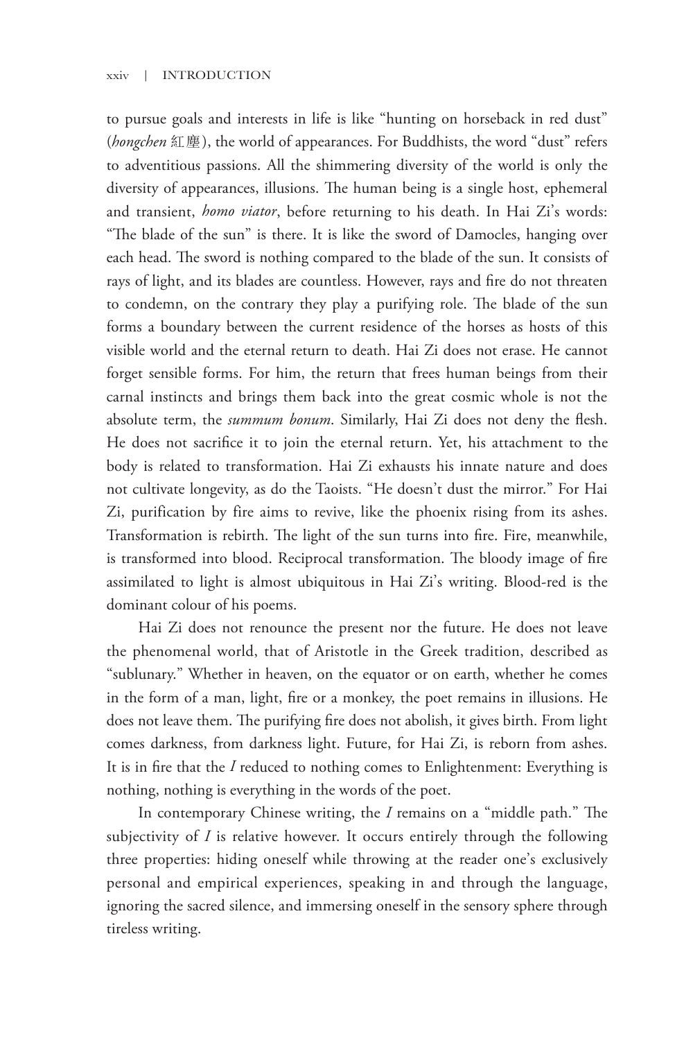to pursue goals and interests in life is like "hunting on horseback in red dust" (*hongchen* 紅塵), the world of appearances. For Buddhists, the word "dust" refers to adventitious passions. All the shimmering diversity of the world is only the diversity of appearances, illusions. The human being is a single host, ephemeral and transient, *homo viator*, before returning to his death. In Hai Zi's words: "The blade of the sun" is there. It is like the sword of Damocles, hanging over each head. The sword is nothing compared to the blade of the sun. It consists of rays of light, and its blades are countless. However, rays and fire do not threaten to condemn, on the contrary they play a purifying role. The blade of the sun forms a boundary between the current residence of the horses as hosts of this visible world and the eternal return to death. Hai Zi does not erase. He cannot forget sensible forms. For him, the return that frees human beings from their carnal instincts and brings them back into the great cosmic whole is not the absolute term, the *summum bonum*. Similarly, Hai Zi does not deny the flesh. He does not sacrifice it to join the eternal return. Yet, his attachment to the body is related to transformation. Hai Zi exhausts his innate nature and does not cultivate longevity, as do the Taoists. "He doesn't dust the mirror." For Hai Zi, purification by fire aims to revive, like the phoenix rising from its ashes. Transformation is rebirth. The light of the sun turns into fire. Fire, meanwhile, is transformed into blood. Reciprocal transformation. The bloody image of fire assimilated to light is almost ubiquitous in Hai Zi's writing. Blood-red is the dominant colour of his poems.

Hai Zi does not renounce the present nor the future. He does not leave the phenomenal world, that of Aristotle in the Greek tradition, described as "sublunary." Whether in heaven, on the equator or on earth, whether he comes in the form of a man, light, fire or a monkey, the poet remains in illusions. He does not leave them. The purifying fire does not abolish, it gives birth. From light comes darkness, from darkness light. Future, for Hai Zi, is reborn from ashes. It is in fire that the *I* reduced to nothing comes to Enlightenment: Everything is nothing, nothing is everything in the words of the poet.

In contemporary Chinese writing, the *I* remains on a "middle path." The subjectivity of *I* is relative however. It occurs entirely through the following three properties: hiding oneself while throwing at the reader one's exclusively personal and empirical experiences, speaking in and through the language, ignoring the sacred silence, and immersing oneself in the sensory sphere through tireless writing.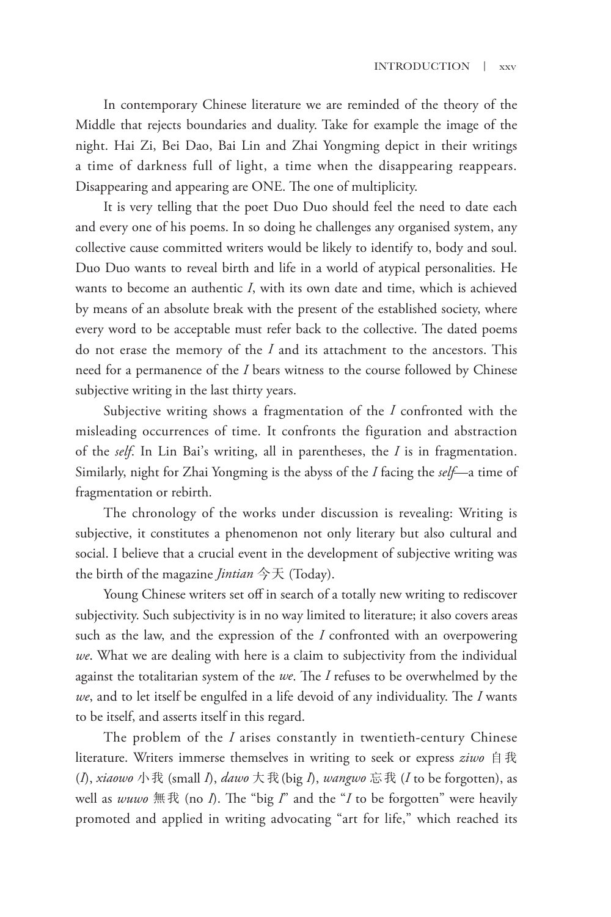In contemporary Chinese literature we are reminded of the theory of the Middle that rejects boundaries and duality. Take for example the image of the night. Hai Zi, Bei Dao, Bai Lin and Zhai Yongming depict in their writings a time of darkness full of light, a time when the disappearing reappears. Disappearing and appearing are ONE. The one of multiplicity.

It is very telling that the poet Duo Duo should feel the need to date each and every one of his poems. In so doing he challenges any organised system, any collective cause committed writers would be likely to identify to, body and soul. Duo Duo wants to reveal birth and life in a world of atypical personalities. He wants to become an authentic *I*, with its own date and time, which is achieved by means of an absolute break with the present of the established society, where every word to be acceptable must refer back to the collective. The dated poems do not erase the memory of the *I* and its attachment to the ancestors. This need for a permanence of the *I* bears witness to the course followed by Chinese subjective writing in the last thirty years.

Subjective writing shows a fragmentation of the *I* confronted with the misleading occurrences of time. It confronts the figuration and abstraction of the *self*. In Lin Bai's writing, all in parentheses, the *I* is in fragmentation. Similarly, night for Zhai Yongming is the abyss of the *I* facing the *self*—a time of fragmentation or rebirth.

The chronology of the works under discussion is revealing: Writing is subjective, it constitutes a phenomenon not only literary but also cultural and social. I believe that a crucial event in the development of subjective writing was the birth of the magazine *Jintian* 今天 (Today).

Young Chinese writers set off in search of a totally new writing to rediscover subjectivity. Such subjectivity is in no way limited to literature; it also covers areas such as the law, and the expression of the *I* confronted with an overpowering *we*. What we are dealing with here is a claim to subjectivity from the individual against the totalitarian system of the *we*. The *I* refuses to be overwhelmed by the *we*, and to let itself be engulfed in a life devoid of any individuality. The *I* wants to be itself, and asserts itself in this regard.

The problem of the *I* arises constantly in twentieth-century Chinese literature. Writers immerse themselves in writing to seek or express *ziwo* 自我 (*I*), *xiaowo* 小我 (small *I*), *dawo* 大我 (big *I*), *wangwo* 忘我 (*I* to be forgotten), as well as *wuwo* 無我 (no *I*). The "big *I*" and the "*I* to be forgotten" were heavily promoted and applied in writing advocating "art for life," which reached its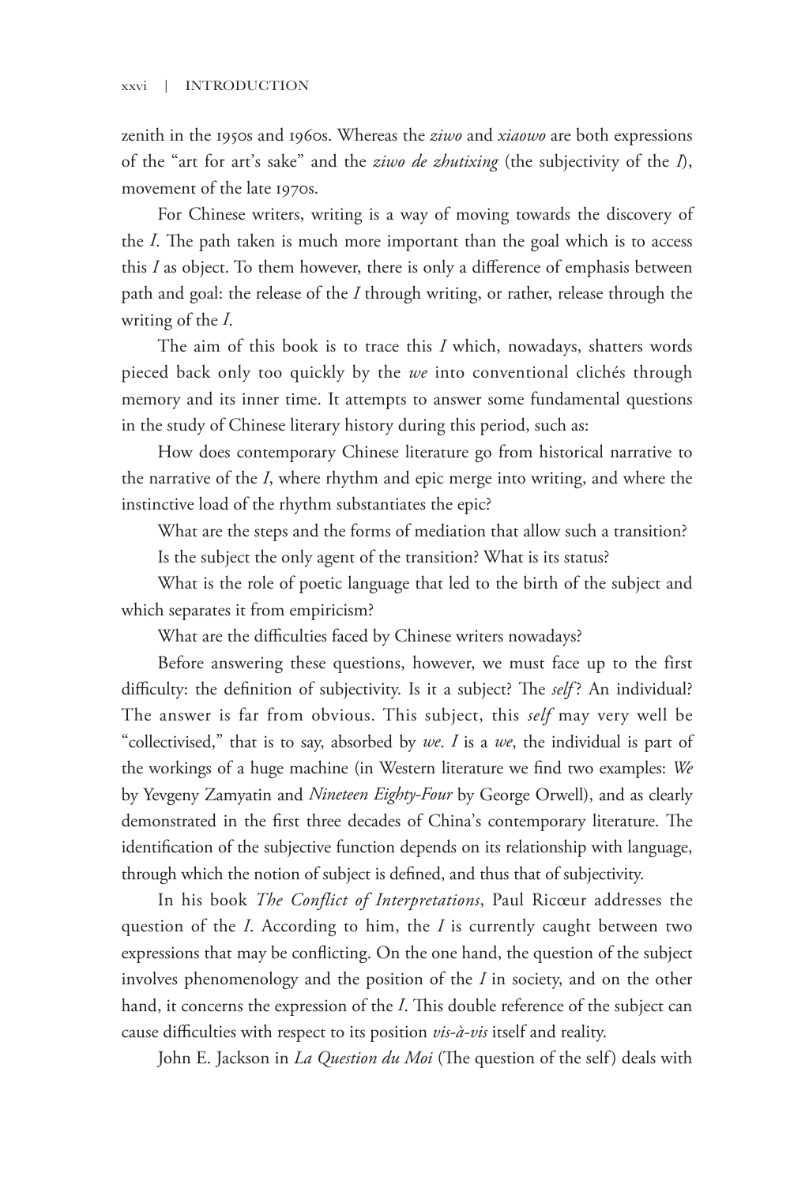zenith in the 1950s and 1960s. Whereas the *ziwo* and *xiaowo* are both expressions of the "art for art's sake" and the *ziwo de zhutixing* (the subjectivity of the *I*), movement of the late 1970s.

For Chinese writers, writing is a way of moving towards the discovery of the *I*. The path taken is much more important than the goal which is to access this *I* as object. To them however, there is only a difference of emphasis between path and goal: the release of the *I* through writing, or rather, release through the writing of the *I*.

The aim of this book is to trace this *I* which, nowadays, shatters words pieced back only too quickly by the *we* into conventional clichés through memory and its inner time. It attempts to answer some fundamental questions in the study of Chinese literary history during this period, such as:

How does contemporary Chinese literature go from historical narrative to the narrative of the *I*, where rhythm and epic merge into writing, and where the instinctive load of the rhythm substantiates the epic?

What are the steps and the forms of mediation that allow such a transition?

Is the subject the only agent of the transition? What is its status?

What is the role of poetic language that led to the birth of the subject and which separates it from empiricism?

What are the difficulties faced by Chinese writers nowadays?

Before answering these questions, however, we must face up to the first difficulty: the definition of subjectivity. Is it a subject? The *self*? An individual? The answer is far from obvious. This subject, this *self* may very well be "collectivised," that is to say, absorbed by *we*. *I* is a *we*, the individual is part of the workings of a huge machine (in Western literature we find two examples: *We* by Yevgeny Zamyatin and *Nineteen Eighty-Four* by George Orwell), and as clearly demonstrated in the first three decades of China's contemporary literature. The identification of the subjective function depends on its relationship with language, through which the notion of subject is defined, and thus that of subjectivity.

In his book *The Conflict of Interpretations*, Paul Ricœur addresses the question of the *I*. According to him, the *I* is currently caught between two expressions that may be conflicting. On the one hand, the question of the subject involves phenomenology and the position of the *I* in society, and on the other hand, it concerns the expression of the *I*. This double reference of the subject can cause difficulties with respect to its position *vis-à-vis* itself and reality.

John E. Jackson in *La Question du Moi* (The question of the self) deals with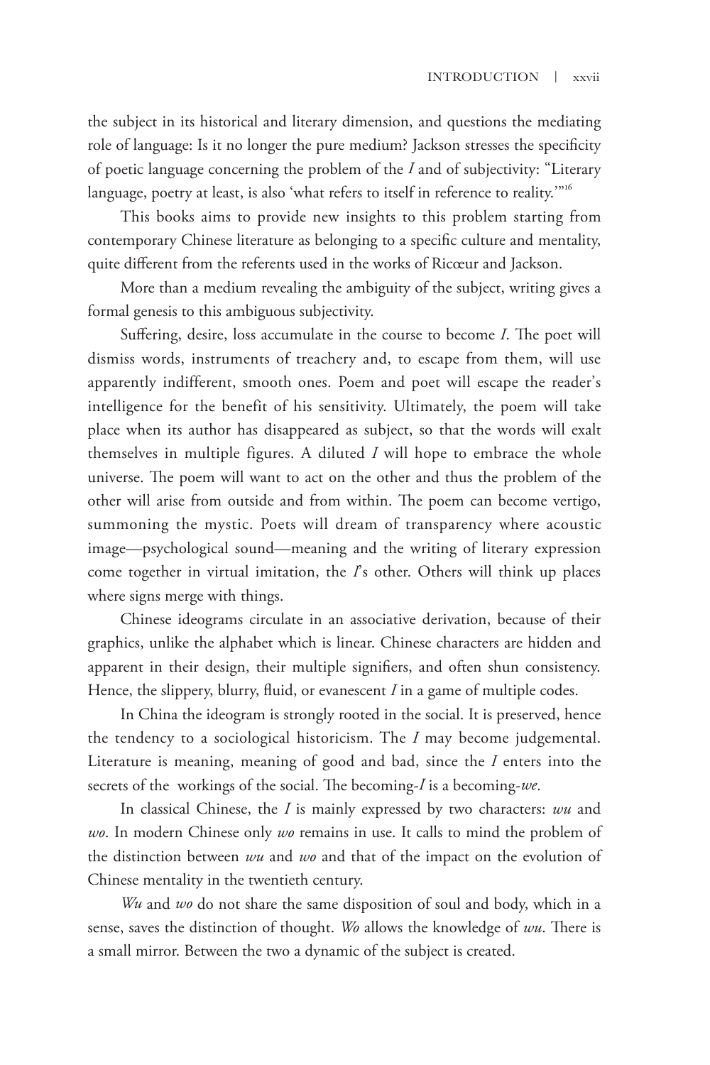the subject in its historical and literary dimension, and questions the mediating role of language: Is it no longer the pure medium? Jackson stresses the specificity of poetic language concerning the problem of the *I* and of subjectivity: "Literary language, poetry at least, is also 'what refers to itself in reference to reality.'"[16]

This books aims to provide new insights to this problem starting from contemporary Chinese literature as belonging to a specific culture and mentality, quite different from the referents used in the works of Ricœur and Jackson.

More than a medium revealing the ambiguity of the subject, writing gives a formal genesis to this ambiguous subjectivity.

Suffering, desire, loss accumulate in the course to become *I*. The poet will dismiss words, instruments of treachery and, to escape from them, will use apparently indifferent, smooth ones. Poem and poet will escape the reader's intelligence for the benefit of his sensitivity. Ultimately, the poem will take place when its author has disappeared as subject, so that the words will exalt themselves in multiple figures. A diluted *I* will hope to embrace the whole universe. The poem will want to act on the other and thus the problem of the other will arise from outside and from within. The poem can become vertigo, summoning the mystic. Poets will dream of transparency where acoustic image—psychological sound—meaning and the writing of literary expression come together in virtual imitation, the *I*'s other. Others will think up places where signs merge with things.

Chinese ideograms circulate in an associative derivation, because of their graphics, unlike the alphabet which is linear. Chinese characters are hidden and apparent in their design, their multiple signifiers, and often shun consistency. Hence, the slippery, blurry, fluid, or evanescent *I* in a game of multiple codes.

In China the ideogram is strongly rooted in the social. It is preserved, hence the tendency to a sociological historicism. The *I* may become judgemental. Literature is meaning, meaning of good and bad, since the *I* enters into the secrets of the workings of the social. The becoming-*I* is a becoming-*we*.

In classical Chinese, the *I* is mainly expressed by two characters: *wu* and *wo*. In modern Chinese only *wo* remains in use. It calls to mind the problem of the distinction between *wu* and *wo* and that of the impact on the evolution of Chinese mentality in the twentieth century.

*Wu* and *wo* do not share the same disposition of soul and body, which in a sense, saves the distinction of thought. *Wo* allows the knowledge of *wu*. There is a small mirror. Between the two a dynamic of the subject is created.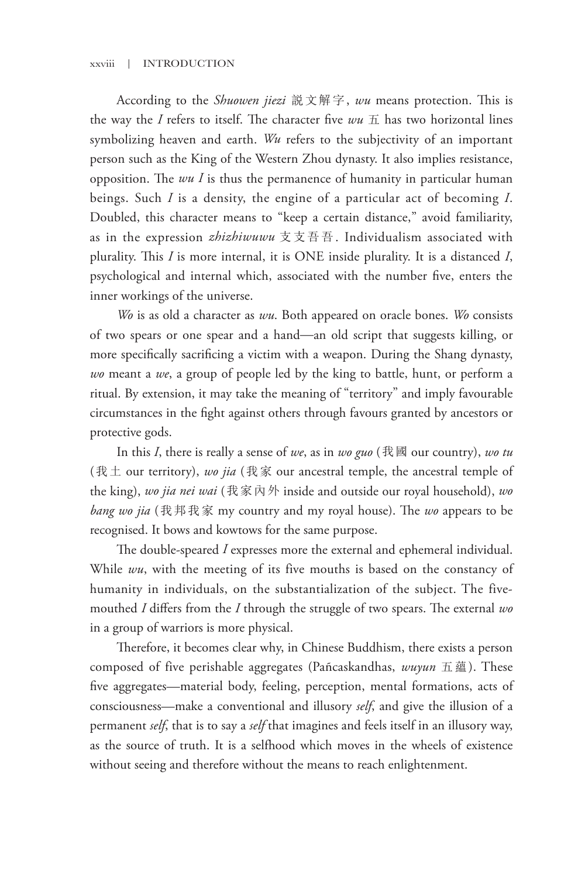According to the *Shuowen jiezi* 説文解字, *wu* means protection. This is the way the *I* refers to itself. The character five *wu* 五 has two horizontal lines symbolizing heaven and earth. *Wu* refers to the subjectivity of an important person such as the King of the Western Zhou dynasty. It also implies resistance, opposition. The *wu I* is thus the permanence of humanity in particular human beings. Such *I* is a density, the engine of a particular act of becoming *I*. Doubled, this character means to "keep a certain distance," avoid familiarity, as in the expression *zhizhiwuwu* 支支吾吾. Individualism associated with plurality. This *I* is more internal, it is ONE inside plurality. It is a distanced *I*, psychological and internal which, associated with the number five, enters the inner workings of the universe.

*Wo* is as old a character as *wu*. Both appeared on oracle bones. *Wo* consists of two spears or one spear and a hand—an old script that suggests killing, or more specifically sacrificing a victim with a weapon. During the Shang dynasty, *wo* meant a *we*, a group of people led by the king to battle, hunt, or perform a ritual. By extension, it may take the meaning of "territory" and imply favourable circumstances in the fight against others through favours granted by ancestors or protective gods.

In this *I*, there is really a sense of *we*, as in *wo guo* (我國 our country), *wo tu* (我土 our territory), *wo jia* (我家 our ancestral temple, the ancestral temple of the king), *wo jia nei wai* (我家內外 inside and outside our royal household), *wo bang wo jia* (我邦我家 my country and my royal house). The *wo* appears to be recognised. It bows and kowtows for the same purpose.

The double-speared *I* expresses more the external and ephemeral individual. While *wu*, with the meeting of its five mouths is based on the constancy of humanity in individuals, on the substantialization of the subject. The five-mouthed *I* differs from the *I* through the struggle of two spears. The external *wo* in a group of warriors is more physical.

Therefore, it becomes clear why, in Chinese Buddhism, there exists a person composed of five perishable aggregates (Pañcaskandhas, *wuyun* 五蘊). These five aggregates—material body, feeling, perception, mental formations, acts of consciousness—make a conventional and illusory *self*, and give the illusion of a permanent *self*, that is to say a *self* that imagines and feels itself in an illusory way, as the source of truth. It is a selfhood which moves in the wheels of existence without seeing and therefore without the means to reach enlightenment.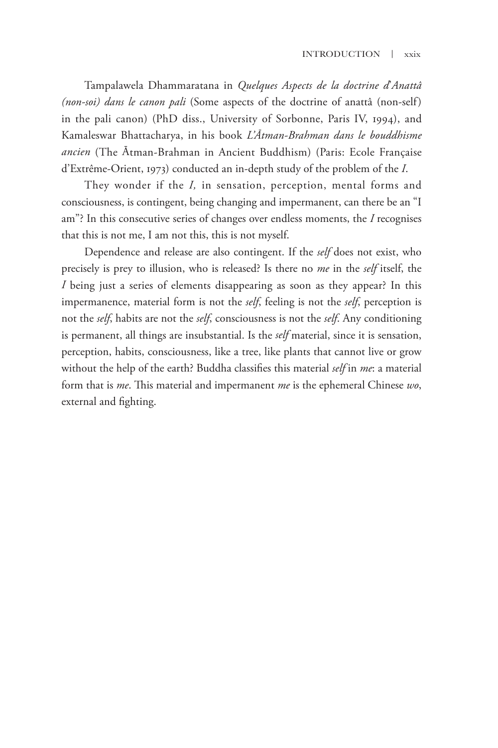Tampalawela Dhammaratana in *Quelques Aspects de la doctrine d'Anattâ (non-soi) dans le canon pali* (Some aspects of the doctrine of anattâ (non-self) in the pali canon) (PhD diss., University of Sorbonne, Paris IV, 1994), and Kamaleswar Bhattacharya, in his book *L'Ātman-Brahman dans le bouddhisme ancien* (The Ātman-Brahman in Ancient Buddhism) (Paris: Ecole Française d'Extrême-Orient, 1973) conducted an in-depth study of the problem of the *I*.

They wonder if the *I,* in sensation, perception, mental forms and consciousness, is contingent, being changing and impermanent, can there be an "I am"? In this consecutive series of changes over endless moments, the *I* recognises that this is not me, I am not this, this is not myself.

Dependence and release are also contingent. If the *self* does not exist, who precisely is prey to illusion, who is released? Is there no *me* in the *self* itself, the *I* being just a series of elements disappearing as soon as they appear? In this impermanence, material form is not the *self*, feeling is not the *self*, perception is not the *self*, habits are not the *self*, consciousness is not the *self*. Any conditioning is permanent, all things are insubstantial. Is the *self* material, since it is sensation, perception, habits, consciousness, like a tree, like plants that cannot live or grow without the help of the earth? Buddha classifies this material *self* in *me*: a material form that is *me*. This material and impermanent *me* is the ephemeral Chinese *wo*, external and fighting.